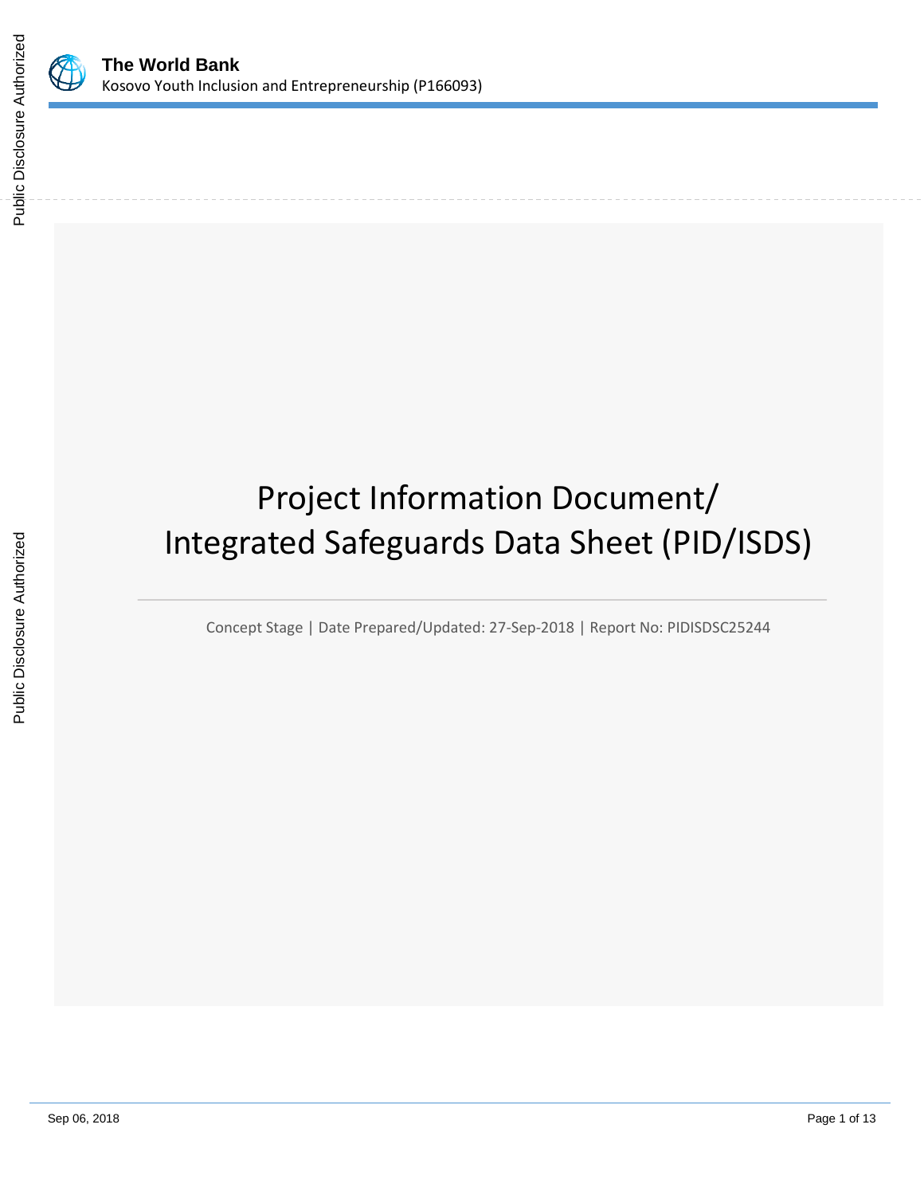# Project Information Document/ Integrated Safeguards Data Sheet (PID/ISDS)

Concept Stage | Date Prepared/Updated: 27-Sep-2018 | Report No: PIDISDSC25244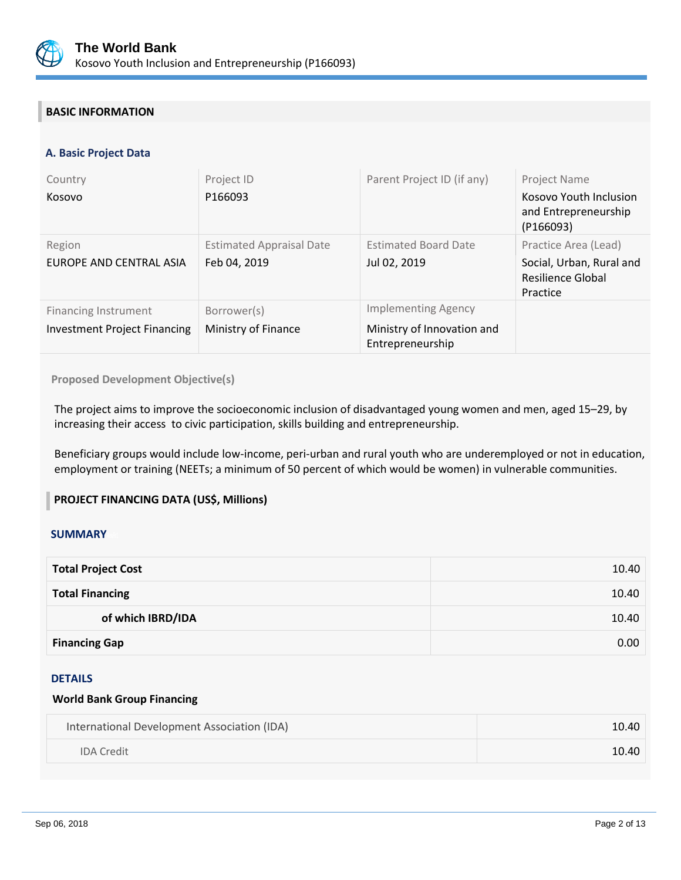## BASIC INFORMATION

### A. Basic Project Data

| Country | Project ID | Parent Project ID (if any) | Project Name |
|---|---|---|---|
| Kosovo | P166093 | | Kosovo Youth Inclusion and Entrepreneurship (P166093) |
| **Region** | **Estimated Appraisal Date** | **Estimated Board Date** | **Practice Area (Lead)** |
| EUROPE AND CENTRAL ASIA | Feb 04, 2019 | Jul 02, 2019 | Social, Urban, Rural and Resilience Global Practice |
| **Financing Instrument** | **Borrower(s)** | **Implementing Agency** | |
| Investment Project Financing | Ministry of Finance | Ministry of Innovation and Entrepreneurship | |

**Proposed Development Objective(s)**

The project aims to improve the socioeconomic inclusion of disadvantaged young women and men, aged 15–29, by increasing their access to civic participation, skills building and entrepreneurship.

Beneficiary groups would include low-income, peri-urban and rural youth who are underemployed or not in education, employment or training (NEETs; a minimum of 50 percent of which would be women) in vulnerable communities.

## PROJECT FINANCING DATA (US$, Millions)

### SUMMARY

| | |
|---|---|
| **Total Project Cost** | 10.40 |
| **Total Financing** | 10.40 |
| **of which IBRD/IDA** | 10.40 |
| **Financing Gap** | 0.00 |

### DETAILS

**World Bank Group Financing**

| | |
|---|---|
| International Development Association (IDA) | 10.40 |
| IDA Credit | 10.40 |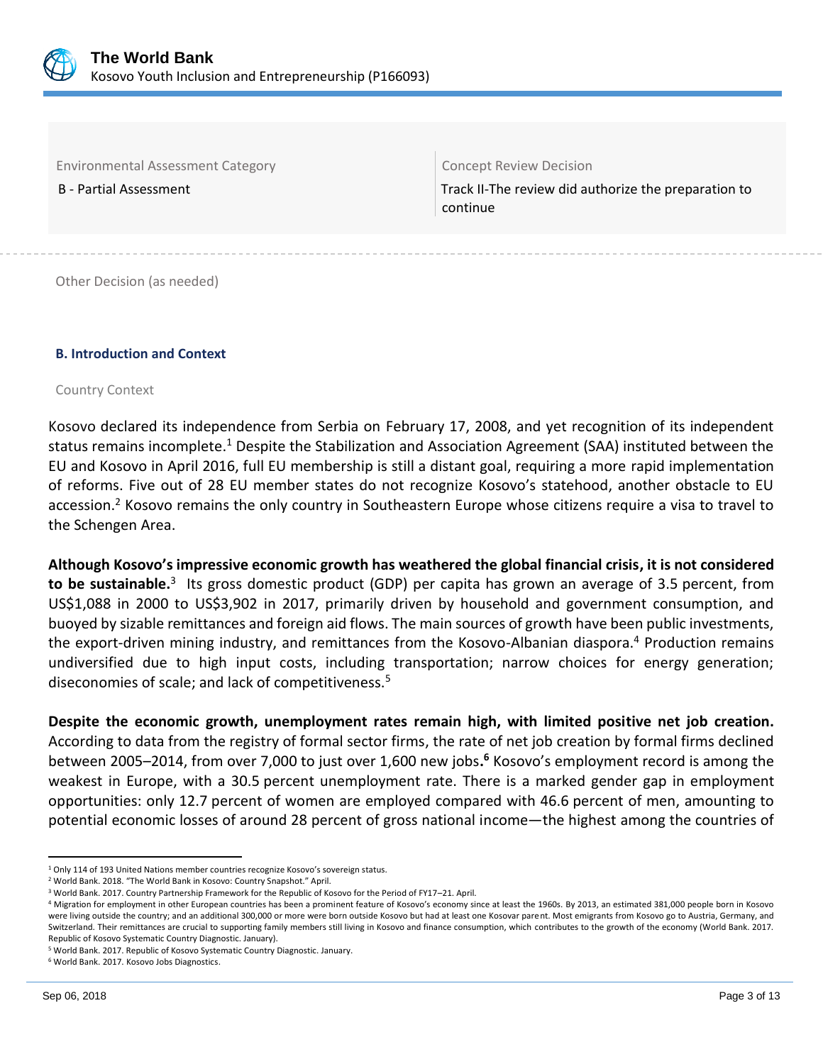| Environmental Assessment Category | Concept Review Decision |
| --- | --- |
| B - Partial Assessment | Track II-The review did authorize the preparation to continue |

Other Decision (as needed)

### B. Introduction and Context

Country Context

Kosovo declared its independence from Serbia on February 17, 2008, and yet recognition of its independent status remains incomplete.[1] Despite the Stabilization and Association Agreement (SAA) instituted between the EU and Kosovo in April 2016, full EU membership is still a distant goal, requiring a more rapid implementation of reforms. Five out of 28 EU member states do not recognize Kosovo's statehood, another obstacle to EU accession.[2] Kosovo remains the only country in Southeastern Europe whose citizens require a visa to travel to the Schengen Area.

**Although Kosovo's impressive economic growth has weathered the global financial crisis, it is not considered to be sustainable.**[3] Its gross domestic product (GDP) per capita has grown an average of 3.5 percent, from US$1,088 in 2000 to US$3,902 in 2017, primarily driven by household and government consumption, and buoyed by sizable remittances and foreign aid flows. The main sources of growth have been public investments, the export-driven mining industry, and remittances from the Kosovo-Albanian diaspora.[4] Production remains undiversified due to high input costs, including transportation; narrow choices for energy generation; diseconomies of scale; and lack of competitiveness.[5]

**Despite the economic growth, unemployment rates remain high, with limited positive net job creation.** According to data from the registry of formal sector firms, the rate of net job creation by formal firms declined between 2005–2014, from over 7,000 to just over 1,600 new jobs.[6] Kosovo's employment record is among the weakest in Europe, with a 30.5 percent unemployment rate. There is a marked gender gap in employment opportunities: only 12.7 percent of women are employed compared with 46.6 percent of men, amounting to potential economic losses of around 28 percent of gross national income—the highest among the countries of

---

[1] Only 114 of 193 United Nations member countries recognize Kosovo's sovereign status.

[2] World Bank. 2018. "The World Bank in Kosovo: Country Snapshot." April.

[3] World Bank. 2017. Country Partnership Framework for the Republic of Kosovo for the Period of FY17–21. April.

[4] Migration for employment in other European countries has been a prominent feature of Kosovo's economy since at least the 1960s. By 2013, an estimated 381,000 people born in Kosovo were living outside the country; and an additional 300,000 or more were born outside Kosovo but had at least one Kosovar parent. Most emigrants from Kosovo go to Austria, Germany, and Switzerland. Their remittances are crucial to supporting family members still living in Kosovo and finance consumption, which contributes to the growth of the economy (World Bank. 2017. Republic of Kosovo Systematic Country Diagnostic. January).

[5] World Bank. 2017. Republic of Kosovo Systematic Country Diagnostic. January.

[6] World Bank. 2017. Kosovo Jobs Diagnostics.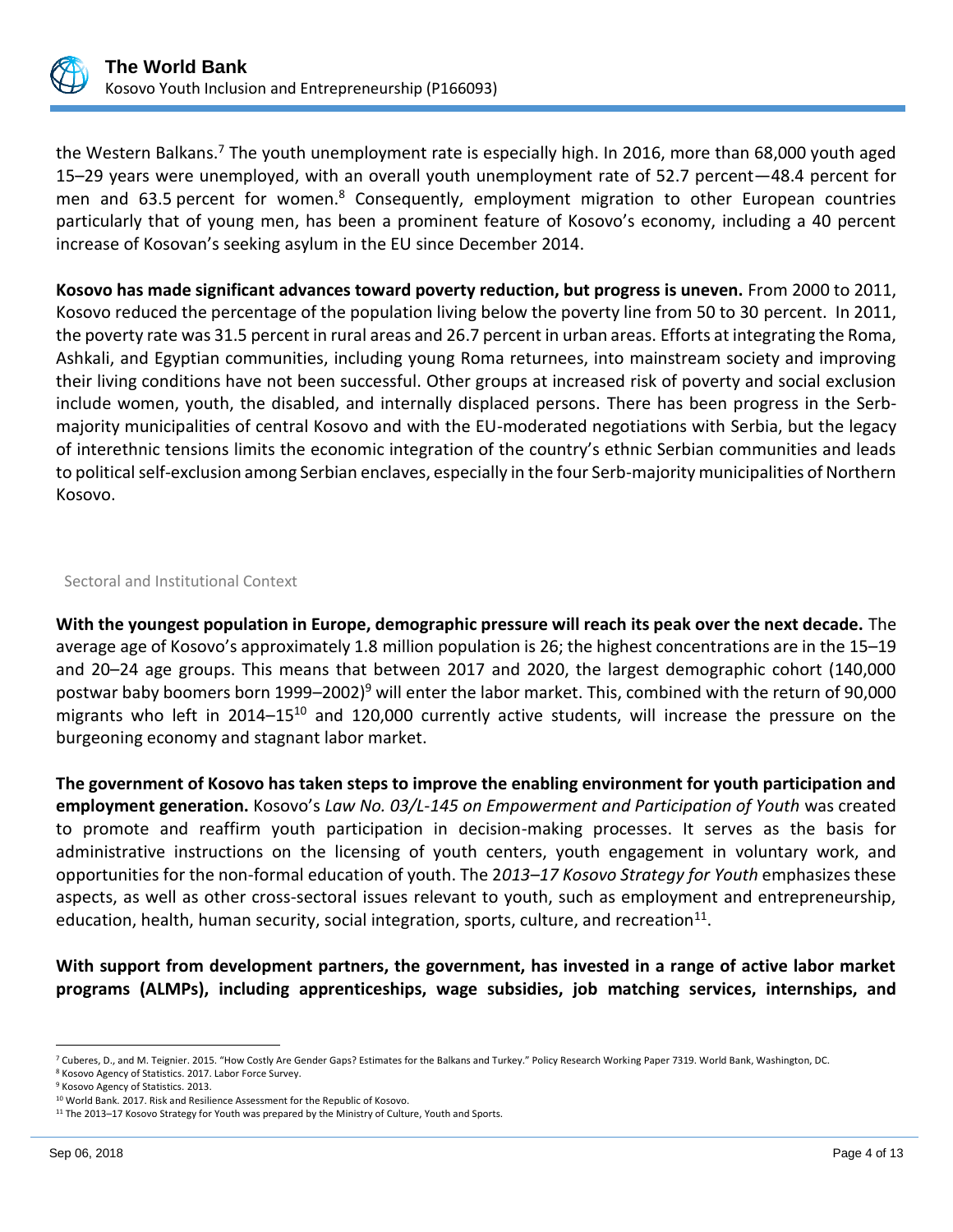the Western Balkans.[7] The youth unemployment rate is especially high. In 2016, more than 68,000 youth aged 15–29 years were unemployed, with an overall youth unemployment rate of 52.7 percent—48.4 percent for men and 63.5 percent for women.[8] Consequently, employment migration to other European countries particularly that of young men, has been a prominent feature of Kosovo's economy, including a 40 percent increase of Kosovan's seeking asylum in the EU since December 2014.

**Kosovo has made significant advances toward poverty reduction, but progress is uneven.** From 2000 to 2011, Kosovo reduced the percentage of the population living below the poverty line from 50 to 30 percent. In 2011, the poverty rate was 31.5 percent in rural areas and 26.7 percent in urban areas. Efforts at integrating the Roma, Ashkali, and Egyptian communities, including young Roma returnees, into mainstream society and improving their living conditions have not been successful. Other groups at increased risk of poverty and social exclusion include women, youth, the disabled, and internally displaced persons. There has been progress in the Serb-majority municipalities of central Kosovo and with the EU-moderated negotiations with Serbia, but the legacy of interethnic tensions limits the economic integration of the country's ethnic Serbian communities and leads to political self-exclusion among Serbian enclaves, especially in the four Serb-majority municipalities of Northern Kosovo.

## Sectoral and Institutional Context

**With the youngest population in Europe, demographic pressure will reach its peak over the next decade.** The average age of Kosovo's approximately 1.8 million population is 26; the highest concentrations are in the 15–19 and 20–24 age groups. This means that between 2017 and 2020, the largest demographic cohort (140,000 postwar baby boomers born 1999–2002)[9] will enter the labor market. This, combined with the return of 90,000 migrants who left in 2014–15[10] and 120,000 currently active students, will increase the pressure on the burgeoning economy and stagnant labor market.

**The government of Kosovo has taken steps to improve the enabling environment for youth participation and employment generation.** Kosovo's *Law No. 03/L-145 on Empowerment and Participation of Youth* was created to promote and reaffirm youth participation in decision-making processes. It serves as the basis for administrative instructions on the licensing of youth centers, youth engagement in voluntary work, and opportunities for the non-formal education of youth. The 2*013–17 Kosovo Strategy for Youth* emphasizes these aspects, as well as other cross-sectoral issues relevant to youth, such as employment and entrepreneurship, education, health, human security, social integration, sports, culture, and recreation[11].

**With support from development partners, the government, has invested in a range of active labor market programs (ALMPs), including apprenticeships, wage subsidies, job matching services, internships, and**

---

[7] Cuberes, D., and M. Teignier. 2015. "How Costly Are Gender Gaps? Estimates for the Balkans and Turkey." Policy Research Working Paper 7319. World Bank, Washington, DC.

[8] Kosovo Agency of Statistics. 2017. Labor Force Survey.

[9] Kosovo Agency of Statistics. 2013.

[10] World Bank. 2017. Risk and Resilience Assessment for the Republic of Kosovo.

[11] The 2013–17 Kosovo Strategy for Youth was prepared by the Ministry of Culture, Youth and Sports.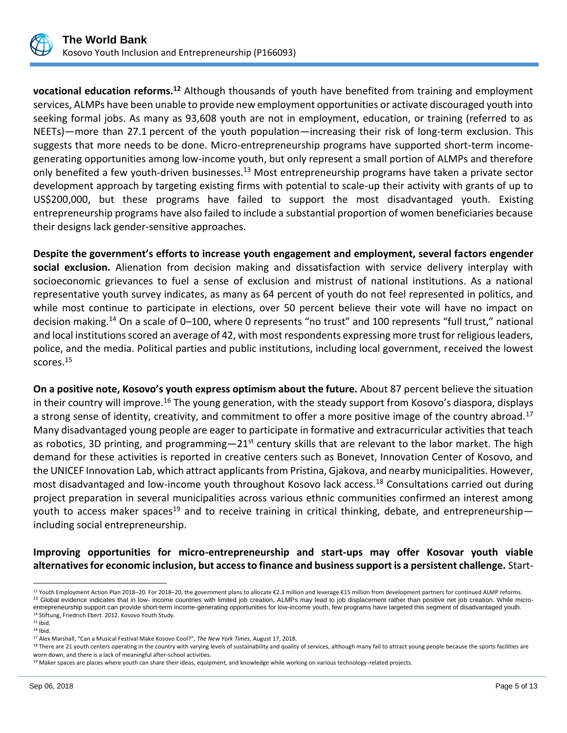**vocational education reforms.**[12] Although thousands of youth have benefited from training and employment services, ALMPs have been unable to provide new employment opportunities or activate discouraged youth into seeking formal jobs. As many as 93,608 youth are not in employment, education, or training (referred to as NEETs)—more than 27.1 percent of the youth population—increasing their risk of long-term exclusion. This suggests that more needs to be done. Micro-entrepreneurship programs have supported short-term income-generating opportunities among low-income youth, but only represent a small portion of ALMPs and therefore only benefited a few youth-driven businesses.[13] Most entrepreneurship programs have taken a private sector development approach by targeting existing firms with potential to scale-up their activity with grants of up to US$200,000, but these programs have failed to support the most disadvantaged youth. Existing entrepreneurship programs have also failed to include a substantial proportion of women beneficiaries because their designs lack gender-sensitive approaches.

**Despite the government's efforts to increase youth engagement and employment, several factors engender social exclusion.** Alienation from decision making and dissatisfaction with service delivery interplay with socioeconomic grievances to fuel a sense of exclusion and mistrust of national institutions. As a national representative youth survey indicates, as many as 64 percent of youth do not feel represented in politics, and while most continue to participate in elections, over 50 percent believe their vote will have no impact on decision making.[14] On a scale of 0–100, where 0 represents "no trust" and 100 represents "full trust," national and local institutions scored an average of 42, with most respondents expressing more trust for religious leaders, police, and the media. Political parties and public institutions, including local government, received the lowest scores.[15]

**On a positive note, Kosovo's youth express optimism about the future.** About 87 percent believe the situation in their country will improve.[16] The young generation, with the steady support from Kosovo's diaspora, displays a strong sense of identity, creativity, and commitment to offer a more positive image of the country abroad.[17] Many disadvantaged young people are eager to participate in formative and extracurricular activities that teach as robotics, 3D printing, and programming—21st century skills that are relevant to the labor market. The high demand for these activities is reported in creative centers such as Bonevet, Innovation Center of Kosovo, and the UNICEF Innovation Lab, which attract applicants from Pristina, Gjakova, and nearby municipalities. However, most disadvantaged and low-income youth throughout Kosovo lack access.[18] Consultations carried out during project preparation in several municipalities across various ethnic communities confirmed an interest among youth to access maker spaces[19] and to receive training in critical thinking, debate, and entrepreneurship—including social entrepreneurship.

**Improving opportunities for micro-entrepreneurship and start-ups may offer Kosovar youth viable alternatives for economic inclusion, but access to finance and business support is a persistent challenge.** Start-

---

[12] Youth Employment Action Plan 2018–20. For 2018–20, the government plans to allocate €2.3 million and leverage €15 million from development partners for continued ALMP reforms.

[13] Global evidence indicates that in low- income countries with limited job creation, ALMPs may lead to job displacement rather than positive net job creation. While micro-entrepreneurship support can provide short-term income-generating opportunities for low-income youth, few programs have targeted this segment of disadvantaged youth.

[14] Stiftung, Friedrich Ebert. 2012. Kosovo Youth Study.

[15] Ibid.

[16] Ibid.

[17] Alex Marshall, "Can a Musical Festival Make Kosovo Cool?", *The New York Times*, August 17, 2018.

[18] There are 21 youth centers operating in the country with varying levels of sustainability and quality of services, although many fail to attract young people because the sports facilities are worn down, and there is a lack of meaningful after-school activities.

[19] Maker spaces are places where youth can share their ideas, equipment, and knowledge while working on various technology-related projects.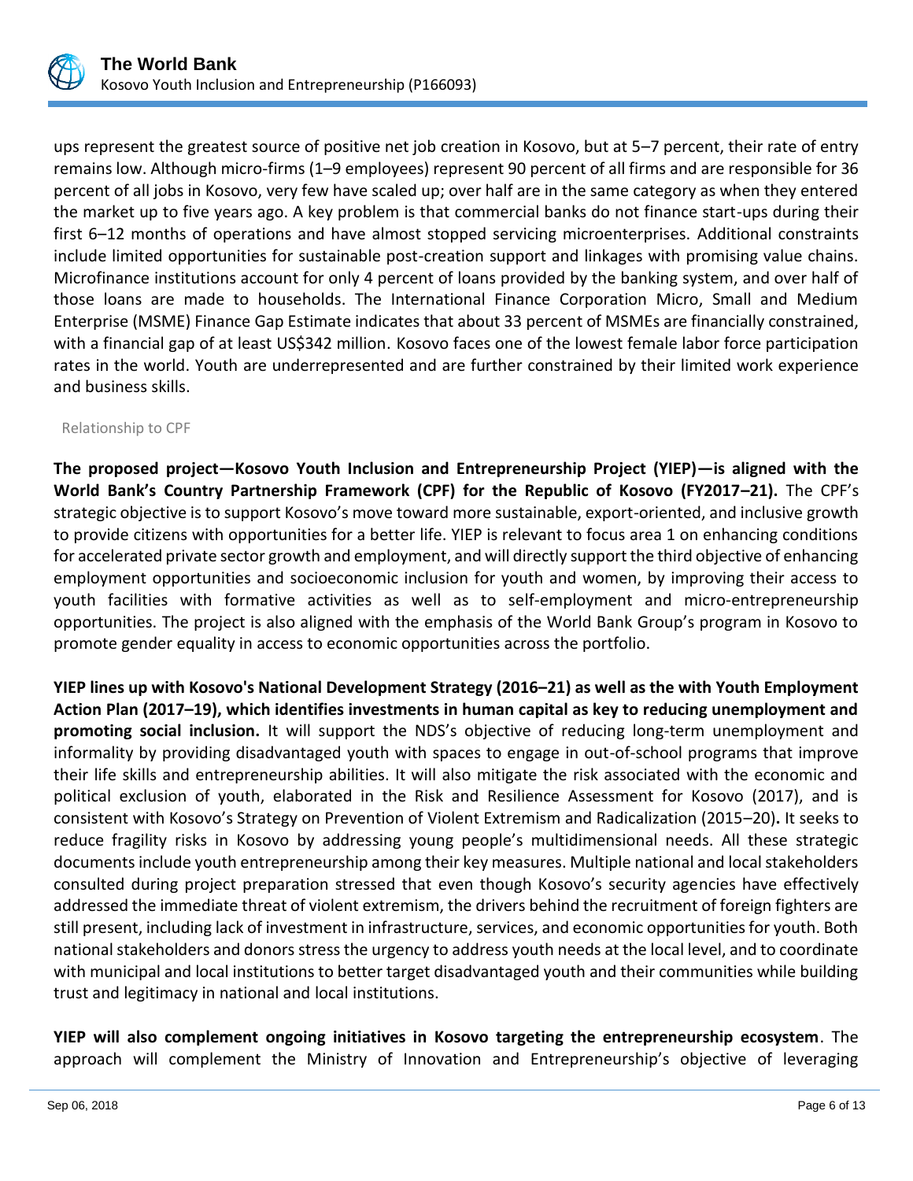ups represent the greatest source of positive net job creation in Kosovo, but at 5–7 percent, their rate of entry remains low. Although micro-firms (1–9 employees) represent 90 percent of all firms and are responsible for 36 percent of all jobs in Kosovo, very few have scaled up; over half are in the same category as when they entered the market up to five years ago. A key problem is that commercial banks do not finance start-ups during their first 6–12 months of operations and have almost stopped servicing microenterprises. Additional constraints include limited opportunities for sustainable post-creation support and linkages with promising value chains. Microfinance institutions account for only 4 percent of loans provided by the banking system, and over half of those loans are made to households. The International Finance Corporation Micro, Small and Medium Enterprise (MSME) Finance Gap Estimate indicates that about 33 percent of MSMEs are financially constrained, with a financial gap of at least US$342 million. Kosovo faces one of the lowest female labor force participation rates in the world. Youth are underrepresented and are further constrained by their limited work experience and business skills.

Relationship to CPF

**The proposed project—Kosovo Youth Inclusion and Entrepreneurship Project (YIEP)—is aligned with the World Bank's Country Partnership Framework (CPF) for the Republic of Kosovo (FY2017–21).** The CPF's strategic objective is to support Kosovo's move toward more sustainable, export-oriented, and inclusive growth to provide citizens with opportunities for a better life. YIEP is relevant to focus area 1 on enhancing conditions for accelerated private sector growth and employment, and will directly support the third objective of enhancing employment opportunities and socioeconomic inclusion for youth and women, by improving their access to youth facilities with formative activities as well as to self-employment and micro-entrepreneurship opportunities. The project is also aligned with the emphasis of the World Bank Group's program in Kosovo to promote gender equality in access to economic opportunities across the portfolio.

**YIEP lines up with Kosovo's National Development Strategy (2016–21) as well as the with Youth Employment Action Plan (2017–19), which identifies investments in human capital as key to reducing unemployment and promoting social inclusion.** It will support the NDS's objective of reducing long-term unemployment and informality by providing disadvantaged youth with spaces to engage in out-of-school programs that improve their life skills and entrepreneurship abilities. It will also mitigate the risk associated with the economic and political exclusion of youth, elaborated in the Risk and Resilience Assessment for Kosovo (2017), and is consistent with Kosovo's Strategy on Prevention of Violent Extremism and Radicalization (2015–20)**.** It seeks to reduce fragility risks in Kosovo by addressing young people's multidimensional needs. All these strategic documents include youth entrepreneurship among their key measures. Multiple national and local stakeholders consulted during project preparation stressed that even though Kosovo's security agencies have effectively addressed the immediate threat of violent extremism, the drivers behind the recruitment of foreign fighters are still present, including lack of investment in infrastructure, services, and economic opportunities for youth. Both national stakeholders and donors stress the urgency to address youth needs at the local level, and to coordinate with municipal and local institutions to better target disadvantaged youth and their communities while building trust and legitimacy in national and local institutions.

**YIEP will also complement ongoing initiatives in Kosovo targeting the entrepreneurship ecosystem**. The approach will complement the Ministry of Innovation and Entrepreneurship's objective of leveraging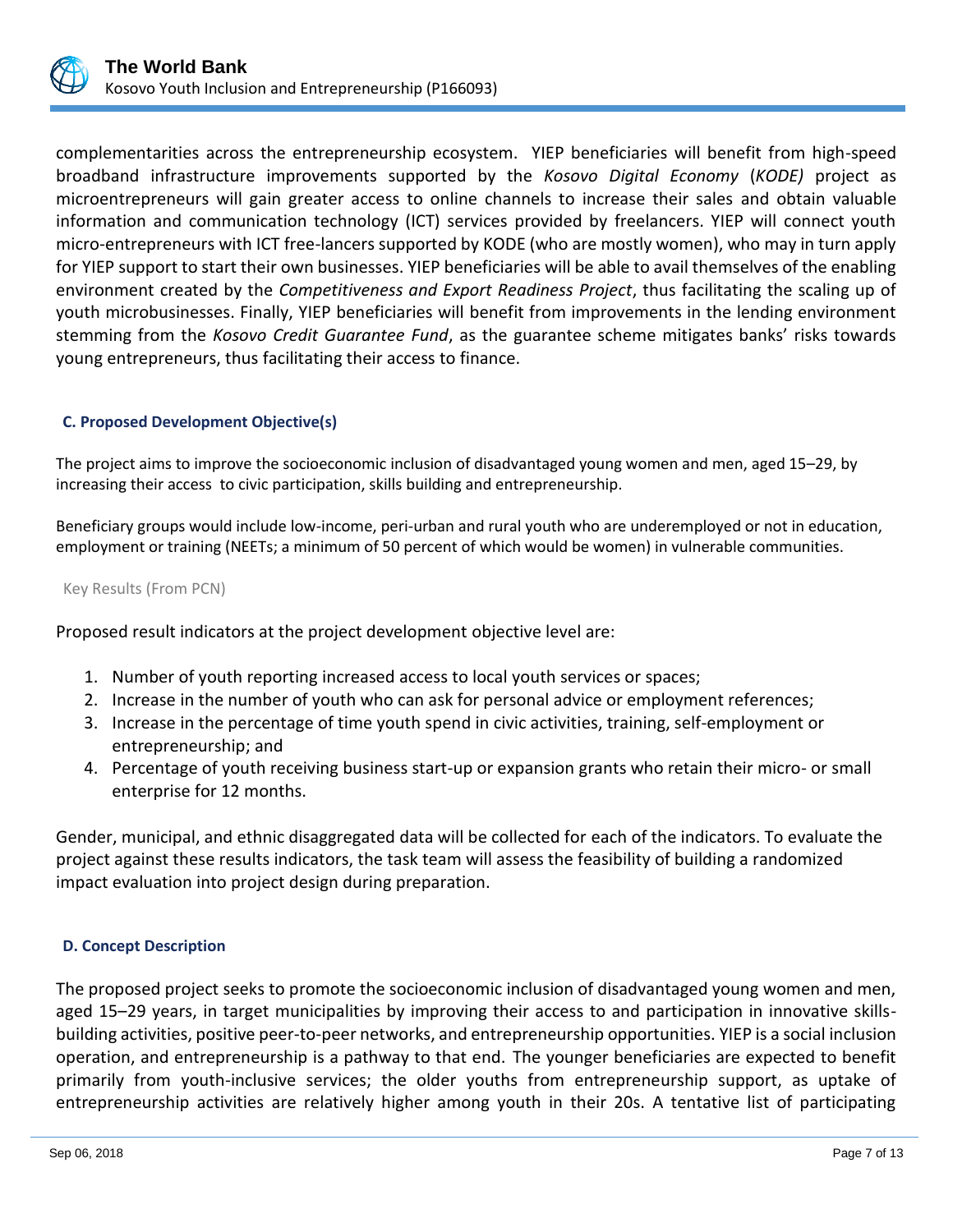complementarities across the entrepreneurship ecosystem. YIEP beneficiaries will benefit from high-speed broadband infrastructure improvements supported by the *Kosovo Digital Economy* (*KODE)* project as microentrepreneurs will gain greater access to online channels to increase their sales and obtain valuable information and communication technology (ICT) services provided by freelancers. YIEP will connect youth micro-entrepreneurs with ICT free-lancers supported by KODE (who are mostly women), who may in turn apply for YIEP support to start their own businesses. YIEP beneficiaries will be able to avail themselves of the enabling environment created by the *Competitiveness and Export Readiness Project*, thus facilitating the scaling up of youth microbusinesses. Finally, YIEP beneficiaries will benefit from improvements in the lending environment stemming from the *Kosovo Credit Guarantee Fund*, as the guarantee scheme mitigates banks' risks towards young entrepreneurs, thus facilitating their access to finance.

### C. Proposed Development Objective(s)

The project aims to improve the socioeconomic inclusion of disadvantaged young women and men, aged 15–29, by increasing their access to civic participation, skills building and entrepreneurship.

Beneficiary groups would include low-income, peri-urban and rural youth who are underemployed or not in education, employment or training (NEETs; a minimum of 50 percent of which would be women) in vulnerable communities.

Key Results (From PCN)

Proposed result indicators at the project development objective level are:

1. Number of youth reporting increased access to local youth services or spaces;
2. Increase in the number of youth who can ask for personal advice or employment references;
3. Increase in the percentage of time youth spend in civic activities, training, self-employment or entrepreneurship; and
4. Percentage of youth receiving business start-up or expansion grants who retain their micro- or small enterprise for 12 months.

Gender, municipal, and ethnic disaggregated data will be collected for each of the indicators. To evaluate the project against these results indicators, the task team will assess the feasibility of building a randomized impact evaluation into project design during preparation.

### D. Concept Description

The proposed project seeks to promote the socioeconomic inclusion of disadvantaged young women and men, aged 15–29 years, in target municipalities by improving their access to and participation in innovative skills-building activities, positive peer-to-peer networks, and entrepreneurship opportunities. YIEP is a social inclusion operation, and entrepreneurship is a pathway to that end. The younger beneficiaries are expected to benefit primarily from youth-inclusive services; the older youths from entrepreneurship support, as uptake of entrepreneurship activities are relatively higher among youth in their 20s. A tentative list of participating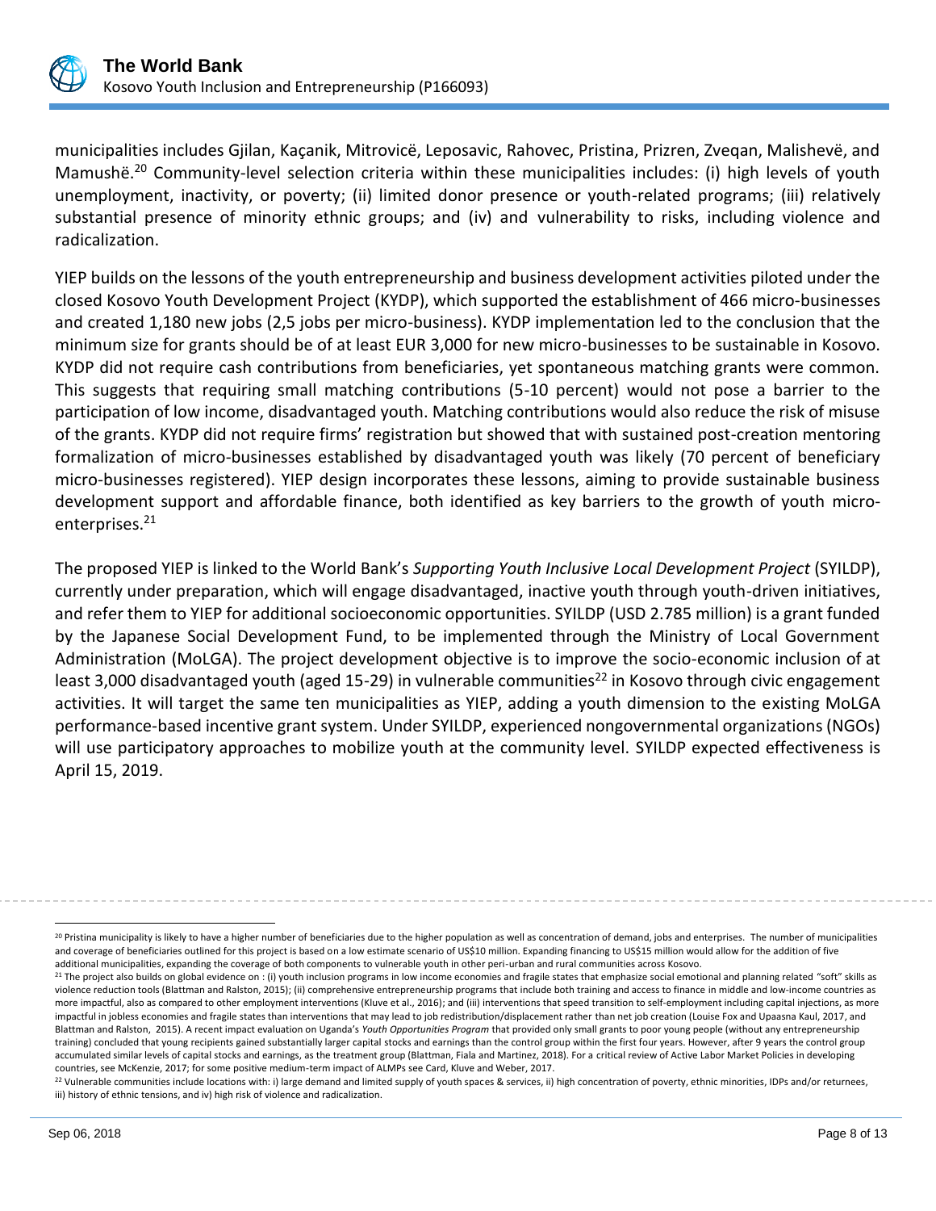municipalities includes Gjilan, Kaçanik, Mitrovicë, Leposavic, Rahovec, Pristina, Prizren, Zveqan, Malishevë, and Mamushë.[20] Community-level selection criteria within these municipalities includes: (i) high levels of youth unemployment, inactivity, or poverty; (ii) limited donor presence or youth-related programs; (iii) relatively substantial presence of minority ethnic groups; and (iv) and vulnerability to risks, including violence and radicalization.

YIEP builds on the lessons of the youth entrepreneurship and business development activities piloted under the closed Kosovo Youth Development Project (KYDP), which supported the establishment of 466 micro-businesses and created 1,180 new jobs (2,5 jobs per micro-business). KYDP implementation led to the conclusion that the minimum size for grants should be of at least EUR 3,000 for new micro-businesses to be sustainable in Kosovo. KYDP did not require cash contributions from beneficiaries, yet spontaneous matching grants were common. This suggests that requiring small matching contributions (5-10 percent) would not pose a barrier to the participation of low income, disadvantaged youth. Matching contributions would also reduce the risk of misuse of the grants. KYDP did not require firms' registration but showed that with sustained post-creation mentoring formalization of micro-businesses established by disadvantaged youth was likely (70 percent of beneficiary micro-businesses registered). YIEP design incorporates these lessons, aiming to provide sustainable business development support and affordable finance, both identified as key barriers to the growth of youth micro-enterprises.[21]

The proposed YIEP is linked to the World Bank's *Supporting Youth Inclusive Local Development Project* (SYILDP), currently under preparation, which will engage disadvantaged, inactive youth through youth-driven initiatives, and refer them to YIEP for additional socioeconomic opportunities. SYILDP (USD 2.785 million) is a grant funded by the Japanese Social Development Fund, to be implemented through the Ministry of Local Government Administration (MoLGA). The project development objective is to improve the socio-economic inclusion of at least 3,000 disadvantaged youth (aged 15-29) in vulnerable communities[22] in Kosovo through civic engagement activities. It will target the same ten municipalities as YIEP, adding a youth dimension to the existing MoLGA performance-based incentive grant system. Under SYILDP, experienced nongovernmental organizations (NGOs) will use participatory approaches to mobilize youth at the community level. SYILDP expected effectiveness is April 15, 2019.

---

[20] Pristina municipality is likely to have a higher number of beneficiaries due to the higher population as well as concentration of demand, jobs and enterprises. The number of municipalities and coverage of beneficiaries outlined for this project is based on a low estimate scenario of US$10 million. Expanding financing to US$15 million would allow for the addition of five additional municipalities, expanding the coverage of both components to vulnerable youth in other peri-urban and rural communities across Kosovo.

[21] The project also builds on global evidence on : (i) youth inclusion programs in low income economies and fragile states that emphasize social emotional and planning related "soft" skills as violence reduction tools (Blattman and Ralston, 2015); (ii) comprehensive entrepreneurship programs that include both training and access to finance in middle and low-income countries as more impactful, also as compared to other employment interventions (Kluve et al., 2016); and (iii) interventions that speed transition to self-employment including capital injections, as more impactful in jobless economies and fragile states than interventions that may lead to job redistribution/displacement rather than net job creation (Louise Fox and Upaasna Kaul, 2017, and Blattman and Ralston, 2015). A recent impact evaluation on Uganda's *Youth Opportunities Program* that provided only small grants to poor young people (without any entrepreneurship training) concluded that young recipients gained substantially larger capital stocks and earnings than the control group within the first four years. However, after 9 years the control group accumulated similar levels of capital stocks and earnings, as the treatment group (Blattman, Fiala and Martinez, 2018). For a critical review of Active Labor Market Policies in developing countries, see McKenzie, 2017; for some positive medium-term impact of ALMPs see Card, Kluve and Weber, 2017.

[22] Vulnerable communities include locations with: i) large demand and limited supply of youth spaces & services, ii) high concentration of poverty, ethnic minorities, IDPs and/or returnees, iii) history of ethnic tensions, and iv) high risk of violence and radicalization.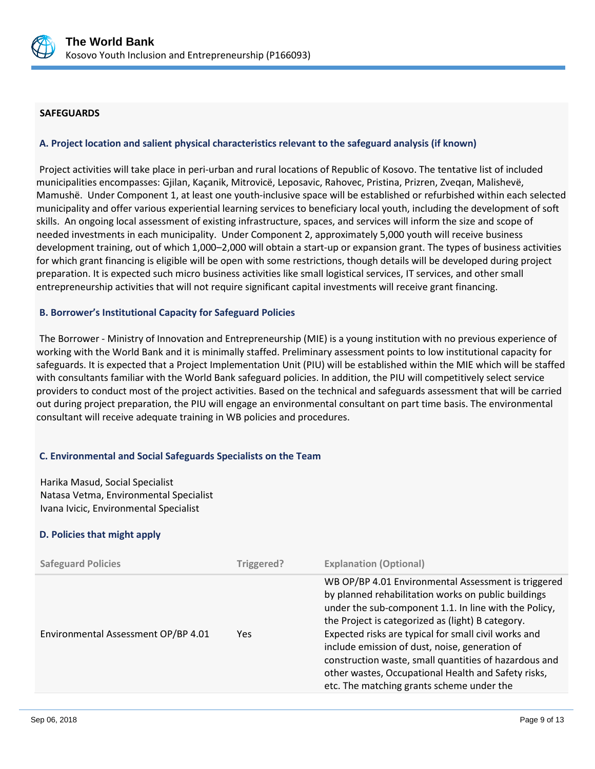## SAFEGUARDS

### A. Project location and salient physical characteristics relevant to the safeguard analysis (if known)

Project activities will take place in peri-urban and rural locations of Republic of Kosovo. The tentative list of included municipalities encompasses: Gjilan, Kaçanik, Mitrovicë, Leposavic, Rahovec, Pristina, Prizren, Zveqan, Malishevë, Mamushë. Under Component 1, at least one youth-inclusive space will be established or refurbished within each selected municipality and offer various experiential learning services to beneficiary local youth, including the development of soft skills. An ongoing local assessment of existing infrastructure, spaces, and services will inform the size and scope of needed investments in each municipality. Under Component 2, approximately 5,000 youth will receive business development training, out of which 1,000–2,000 will obtain a start-up or expansion grant. The types of business activities for which grant financing is eligible will be open with some restrictions, though details will be developed during project preparation. It is expected such micro business activities like small logistical services, IT services, and other small entrepreneurship activities that will not require significant capital investments will receive grant financing.

### B. Borrower's Institutional Capacity for Safeguard Policies

The Borrower - Ministry of Innovation and Entrepreneurship (MIE) is a young institution with no previous experience of working with the World Bank and it is minimally staffed. Preliminary assessment points to low institutional capacity for safeguards. It is expected that a Project Implementation Unit (PIU) will be established within the MIE which will be staffed with consultants familiar with the World Bank safeguard policies. In addition, the PIU will competitively select service providers to conduct most of the project activities. Based on the technical and safeguards assessment that will be carried out during project preparation, the PIU will engage an environmental consultant on part time basis. The environmental consultant will receive adequate training in WB policies and procedures.

### C. Environmental and Social Safeguards Specialists on the Team

Harika Masud, Social Specialist
Natasa Vetma, Environmental Specialist
Ivana Ivicic, Environmental Specialist

### D. Policies that might apply

| Safeguard Policies | Triggered? | Explanation (Optional) |
|---|---|---|
| Environmental Assessment OP/BP 4.01 | Yes | WB OP/BP 4.01 Environmental Assessment is triggered by planned rehabilitation works on public buildings under the sub-component 1.1. In line with the Policy, the Project is categorized as (light) B category. Expected risks are typical for small civil works and include emission of dust, noise, generation of construction waste, small quantities of hazardous and other wastes, Occupational Health and Safety risks, etc. The matching grants scheme under the |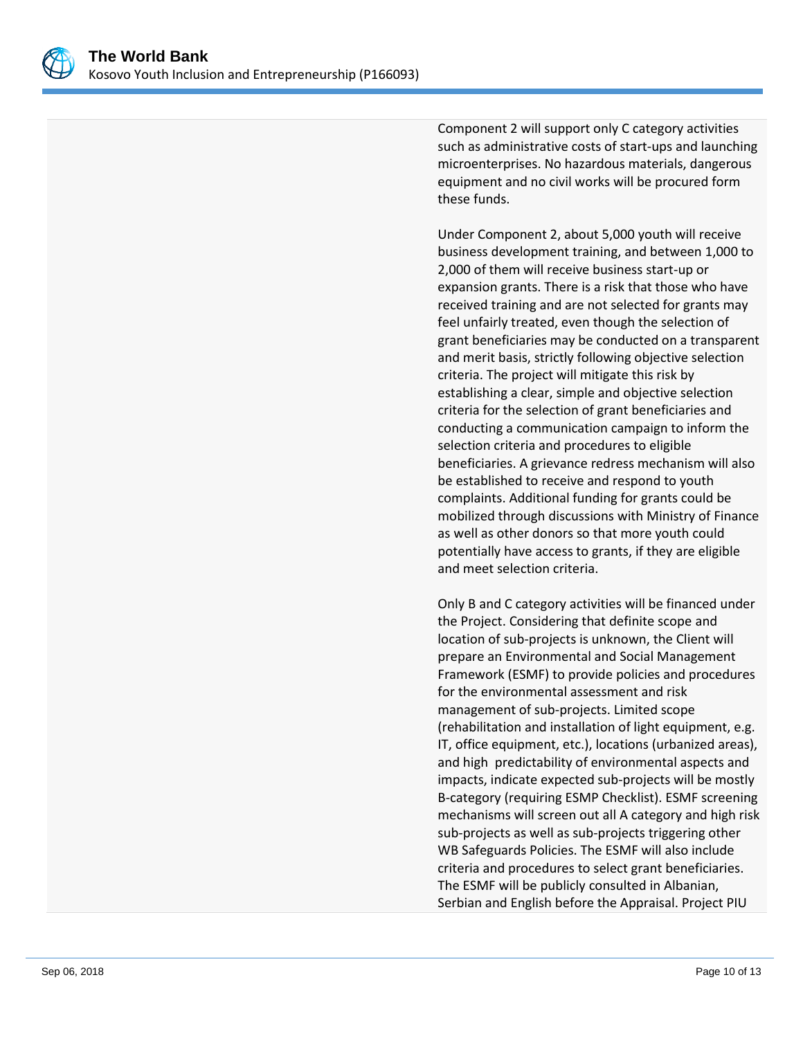Component 2 will support only C category activities such as administrative costs of start-ups and launching microenterprises. No hazardous materials, dangerous equipment and no civil works will be procured form these funds.

Under Component 2, about 5,000 youth will receive business development training, and between 1,000 to 2,000 of them will receive business start-up or expansion grants. There is a risk that those who have received training and are not selected for grants may feel unfairly treated, even though the selection of grant beneficiaries may be conducted on a transparent and merit basis, strictly following objective selection criteria. The project will mitigate this risk by establishing a clear, simple and objective selection criteria for the selection of grant beneficiaries and conducting a communication campaign to inform the selection criteria and procedures to eligible beneficiaries. A grievance redress mechanism will also be established to receive and respond to youth complaints. Additional funding for grants could be mobilized through discussions with Ministry of Finance as well as other donors so that more youth could potentially have access to grants, if they are eligible and meet selection criteria.

Only B and C category activities will be financed under the Project. Considering that definite scope and location of sub-projects is unknown, the Client will prepare an Environmental and Social Management Framework (ESMF) to provide policies and procedures for the environmental assessment and risk management of sub-projects. Limited scope (rehabilitation and installation of light equipment, e.g. IT, office equipment, etc.), locations (urbanized areas), and high predictability of environmental aspects and impacts, indicate expected sub-projects will be mostly B-category (requiring ESMP Checklist). ESMF screening mechanisms will screen out all A category and high risk sub-projects as well as sub-projects triggering other WB Safeguards Policies. The ESMF will also include criteria and procedures to select grant beneficiaries. The ESMF will be publicly consulted in Albanian, Serbian and English before the Appraisal. Project PIU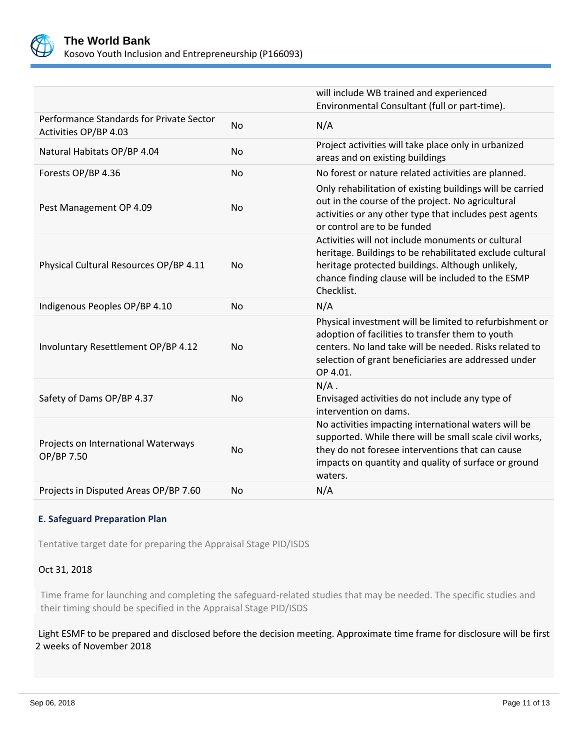| | | |
|---|---|---|
| | | will include WB trained and experienced Environmental Consultant (full or part-time). |
| Performance Standards for Private Sector Activities OP/BP 4.03 | No | N/A |
| Natural Habitats OP/BP 4.04 | No | Project activities will take place only in urbanized areas and on existing buildings |
| Forests OP/BP 4.36 | No | No forest or nature related activities are planned. |
| Pest Management OP 4.09 | No | Only rehabilitation of existing buildings will be carried out in the course of the project. No agricultural activities or any other type that includes pest agents or control are to be funded |
| Physical Cultural Resources OP/BP 4.11 | No | Activities will not include monuments or cultural heritage. Buildings to be rehabilitated exclude cultural heritage protected buildings. Although unlikely, chance finding clause will be included to the ESMP Checklist. |
| Indigenous Peoples OP/BP 4.10 | No | N/A |
| Involuntary Resettlement OP/BP 4.12 | No | Physical investment will be limited to refurbishment or adoption of facilities to transfer them to youth centers. No land take will be needed. Risks related to selection of grant beneficiaries are addressed under OP 4.01. |
| Safety of Dams OP/BP 4.37 | No | N/A . Envisaged activities do not include any type of intervention on dams. |
| Projects on International Waterways OP/BP 7.50 | No | No activities impacting international waters will be supported. While there will be small scale civil works, they do not foresee interventions that can cause impacts on quantity and quality of surface or ground waters. |
| Projects in Disputed Areas OP/BP 7.60 | No | N/A |

### E. Safeguard Preparation Plan

Tentative target date for preparing the Appraisal Stage PID/ISDS

Oct 31, 2018

Time frame for launching and completing the safeguard-related studies that may be needed. The specific studies and their timing should be specified in the Appraisal Stage PID/ISDS

Light ESMF to be prepared and disclosed before the decision meeting. Approximate time frame for disclosure will be first 2 weeks of November 2018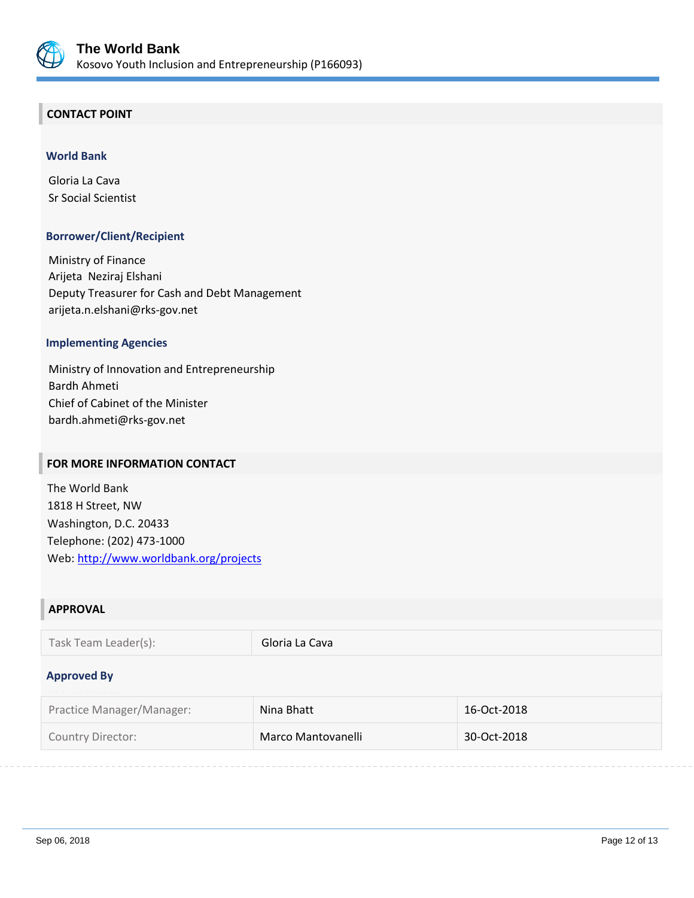## CONTACT POINT

### World Bank

Gloria La Cava
Sr Social Scientist

### Borrower/Client/Recipient

Ministry of Finance
Arijeta Neziraj Elshani
Deputy Treasurer for Cash and Debt Management
arijeta.n.elshani@rks-gov.net

### Implementing Agencies

Ministry of Innovation and Entrepreneurship
Bardh Ahmeti
Chief of Cabinet of the Minister
bardh.ahmeti@rks-gov.net

## FOR MORE INFORMATION CONTACT

The World Bank
1818 H Street, NW
Washington, D.C. 20433
Telephone: (202) 473-1000
Web: http://www.worldbank.org/projects

## APPROVAL

| Task Team Leader(s): | Gloria La Cava |
|---|---|

### Approved By

| Practice Manager/Manager: | Nina Bhatt | 16-Oct-2018 |
|---|---|---|
| Country Director: | Marco Mantovanelli | 30-Oct-2018 |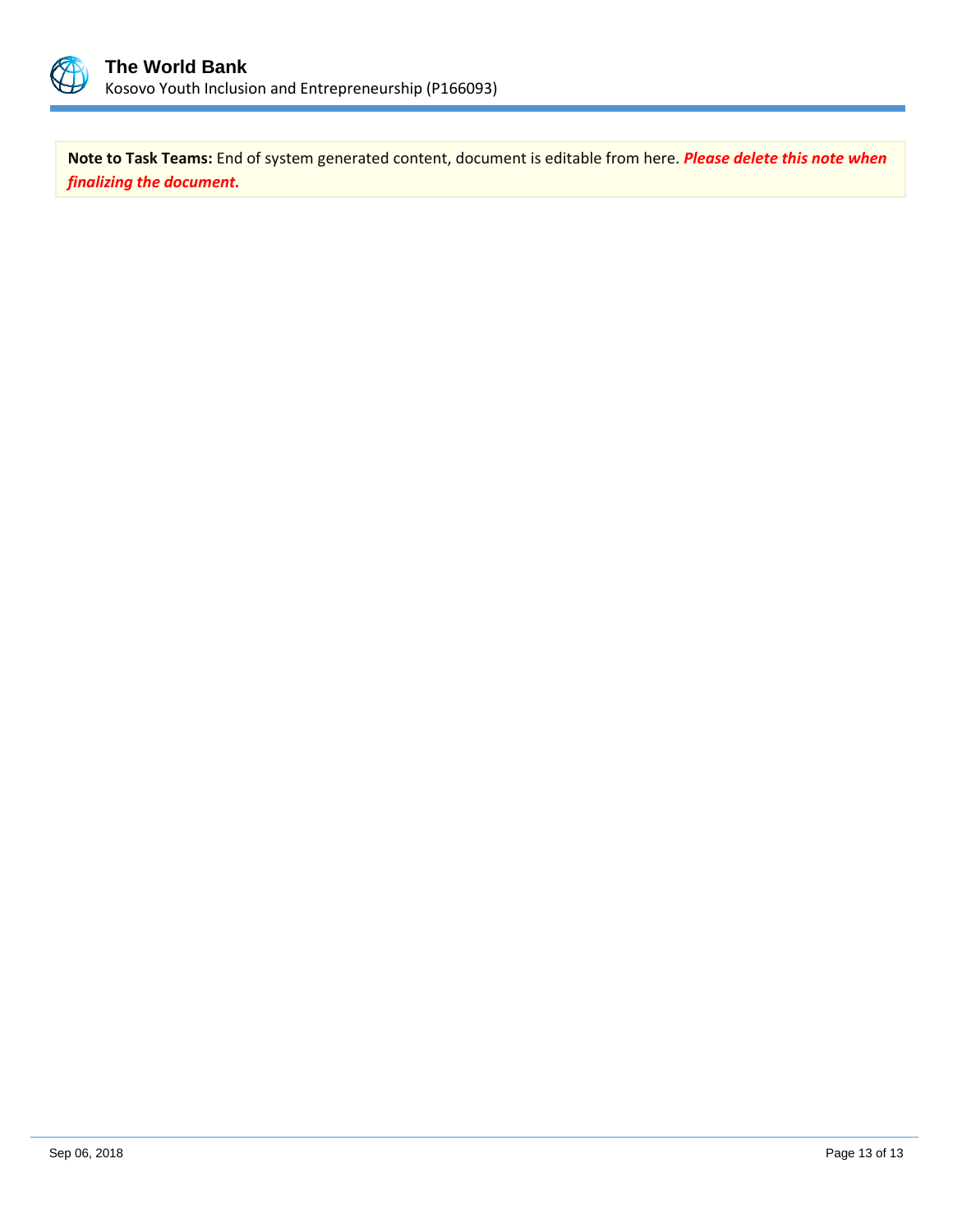**Note to Task Teams:** End of system generated content, document is editable from here. ***Please delete this note when finalizing the document.***